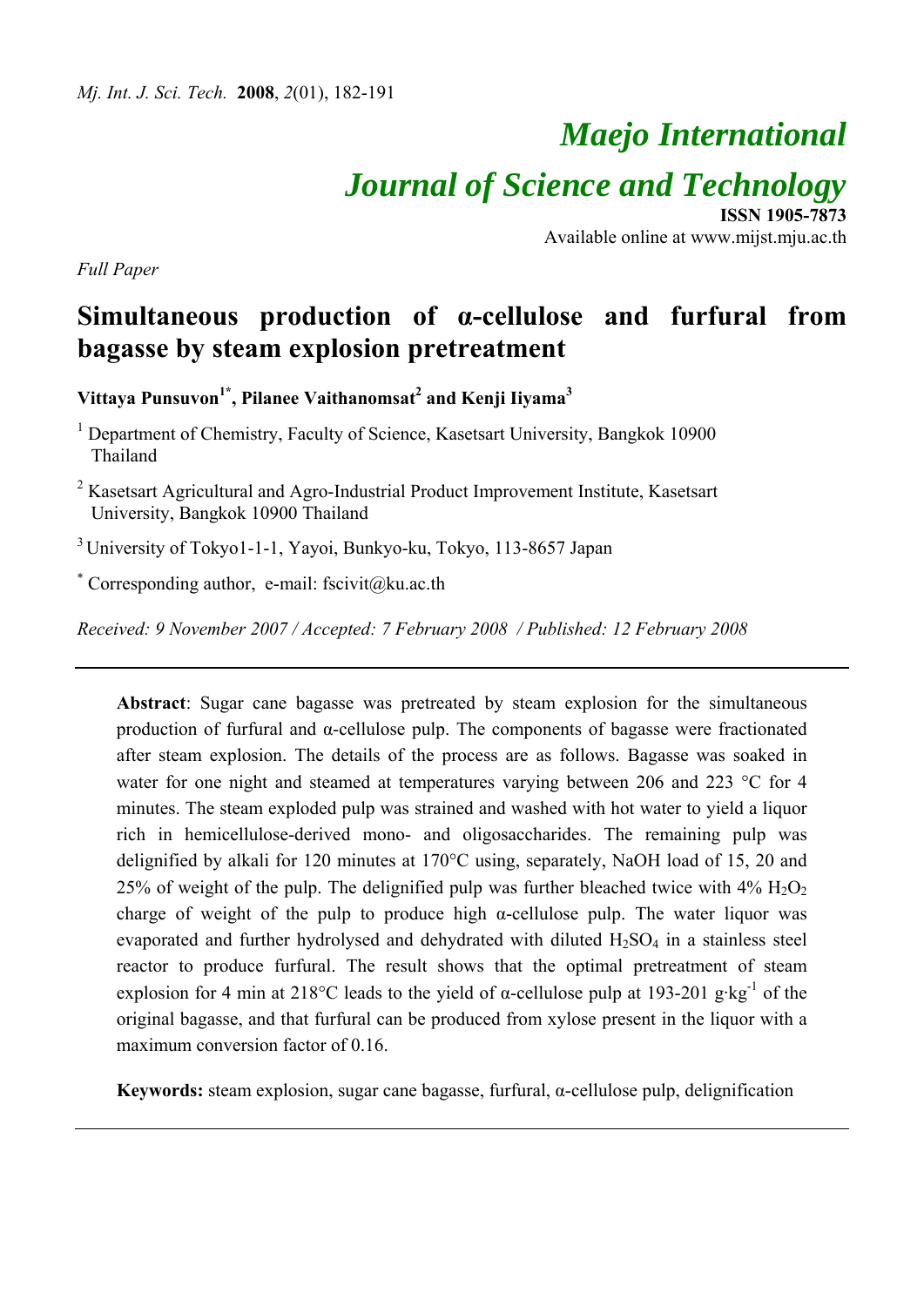# Maejo International Journal of Science and Technology

**ISSN 1905-7873**
Available online at www.mijst.mju.ac.th

*Full Paper*

## Simultaneous production of α-cellulose and furfural from bagasse by steam explosion pretreatment

**Vittaya Punsuvon[1*], Pilanee Vaithanomsat[2] and Kenji Iiyama[3]**

[1] Department of Chemistry, Faculty of Science, Kasetsart University, Bangkok 10900 Thailand

[2] Kasetsart Agricultural and Agro-Industrial Product Improvement Institute, Kasetsart University, Bangkok 10900 Thailand

[3] University of Tokyo1-1-1, Yayoi, Bunkyo-ku, Tokyo, 113-8657 Japan

[*] Corresponding author, e-mail: fscivit@ku.ac.th

*Received: 9 November 2007 / Accepted: 7 February 2008 / Published: 12 February 2008*

---

**Abstract**: Sugar cane bagasse was pretreated by steam explosion for the simultaneous production of furfural and α-cellulose pulp. The components of bagasse were fractionated after steam explosion. The details of the process are as follows. Bagasse was soaked in water for one night and steamed at temperatures varying between 206 and 223 °C for 4 minutes. The steam exploded pulp was strained and washed with hot water to yield a liquor rich in hemicellulose-derived mono- and oligosaccharides. The remaining pulp was delignified by alkali for 120 minutes at 170°C using, separately, NaOH load of 15, 20 and 25% of weight of the pulp. The delignified pulp was further bleached twice with 4% $H_2O_2$ charge of weight of the pulp to produce high α-cellulose pulp. The water liquor was evaporated and further hydrolysed and dehydrated with diluted $H_2SO_4$ in a stainless steel reactor to produce furfural. The result shows that the optimal pretreatment of steam explosion for 4 min at 218°C leads to the yield of α-cellulose pulp at 193-201 $g{\cdot}kg^{-1}$ of the original bagasse, and that furfural can be produced from xylose present in the liquor with a maximum conversion factor of 0.16.

**Keywords:** steam explosion, sugar cane bagasse, furfural, α-cellulose pulp, delignification

---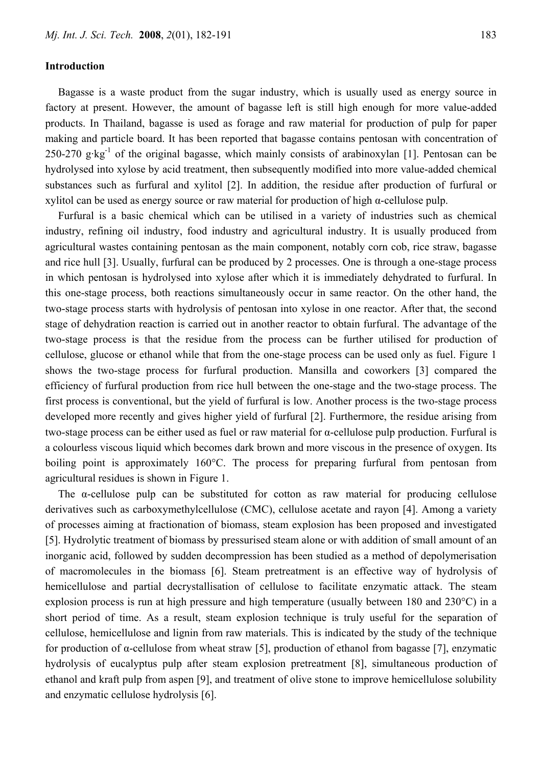## Introduction

Bagasse is a waste product from the sugar industry, which is usually used as energy source in factory at present. However, the amount of bagasse left is still high enough for more value-added products. In Thailand, bagasse is used as forage and raw material for production of pulp for paper making and particle board. It has been reported that bagasse contains pentosan with concentration of 250-270 $g \cdot kg^{-1}$ of the original bagasse, which mainly consists of arabinoxylan [1]. Pentosan can be hydrolysed into xylose by acid treatment, then subsequently modified into more value-added chemical substances such as furfural and xylitol [2]. In addition, the residue after production of furfural or xylitol can be used as energy source or raw material for production of high α-cellulose pulp.

Furfural is a basic chemical which can be utilised in a variety of industries such as chemical industry, refining oil industry, food industry and agricultural industry. It is usually produced from agricultural wastes containing pentosan as the main component, notably corn cob, rice straw, bagasse and rice hull [3]. Usually, furfural can be produced by 2 processes. One is through a one-stage process in which pentosan is hydrolysed into xylose after which it is immediately dehydrated to furfural. In this one-stage process, both reactions simultaneously occur in same reactor. On the other hand, the two-stage process starts with hydrolysis of pentosan into xylose in one reactor. After that, the second stage of dehydration reaction is carried out in another reactor to obtain furfural. The advantage of the two-stage process is that the residue from the process can be further utilised for production of cellulose, glucose or ethanol while that from the one-stage process can be used only as fuel. Figure 1 shows the two-stage process for furfural production. Mansilla and coworkers [3] compared the efficiency of furfural production from rice hull between the one-stage and the two-stage process. The first process is conventional, but the yield of furfural is low. Another process is the two-stage process developed more recently and gives higher yield of furfural [2]. Furthermore, the residue arising from two-stage process can be either used as fuel or raw material for α-cellulose pulp production. Furfural is a colourless viscous liquid which becomes dark brown and more viscous in the presence of oxygen. Its boiling point is approximately 160°C. The process for preparing furfural from pentosan from agricultural residues is shown in Figure 1.

The α-cellulose pulp can be substituted for cotton as raw material for producing cellulose derivatives such as carboxymethylcellulose (CMC), cellulose acetate and rayon [4]. Among a variety of processes aiming at fractionation of biomass, steam explosion has been proposed and investigated [5]. Hydrolytic treatment of biomass by pressurised steam alone or with addition of small amount of an inorganic acid, followed by sudden decompression has been studied as a method of depolymerisation of macromolecules in the biomass [6]. Steam pretreatment is an effective way of hydrolysis of hemicellulose and partial decrystallisation of cellulose to facilitate enzymatic attack. The steam explosion process is run at high pressure and high temperature (usually between 180 and 230°C) in a short period of time. As a result, steam explosion technique is truly useful for the separation of cellulose, hemicellulose and lignin from raw materials. This is indicated by the study of the technique for production of α-cellulose from wheat straw [5], production of ethanol from bagasse [7], enzymatic hydrolysis of eucalyptus pulp after steam explosion pretreatment [8], simultaneous production of ethanol and kraft pulp from aspen [9], and treatment of olive stone to improve hemicellulose solubility and enzymatic cellulose hydrolysis [6].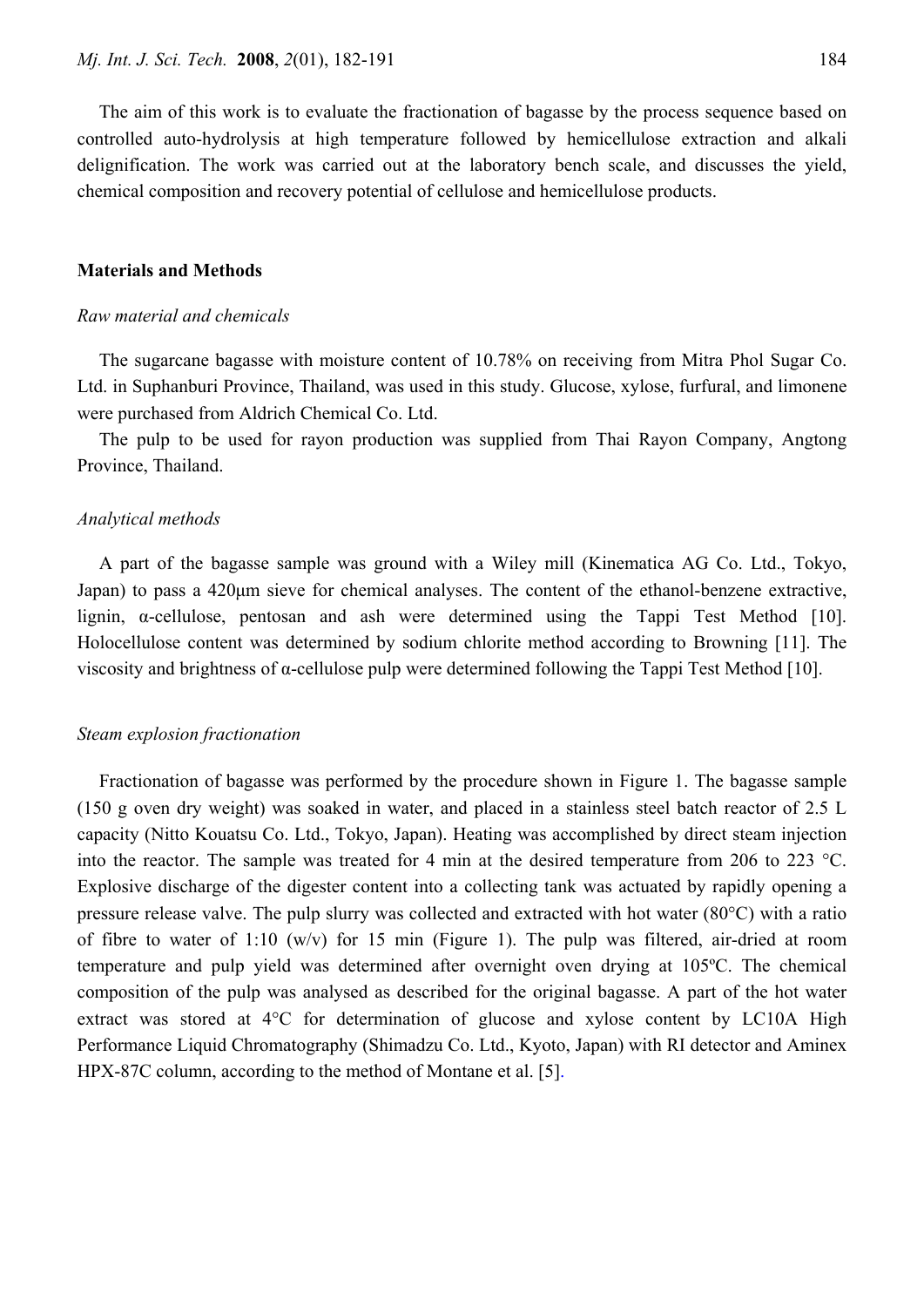The aim of this work is to evaluate the fractionation of bagasse by the process sequence based on controlled auto-hydrolysis at high temperature followed by hemicellulose extraction and alkali delignification. The work was carried out at the laboratory bench scale, and discusses the yield, chemical composition and recovery potential of cellulose and hemicellulose products.

## Materials and Methods

### *Raw material and chemicals*

The sugarcane bagasse with moisture content of 10.78% on receiving from Mitra Phol Sugar Co. Ltd. in Suphanburi Province, Thailand, was used in this study. Glucose, xylose, furfural, and limonene were purchased from Aldrich Chemical Co. Ltd.

The pulp to be used for rayon production was supplied from Thai Rayon Company, Angtong Province, Thailand.

### *Analytical methods*

A part of the bagasse sample was ground with a Wiley mill (Kinematica AG Co. Ltd., Tokyo, Japan) to pass a 420μm sieve for chemical analyses. The content of the ethanol-benzene extractive, lignin, α-cellulose, pentosan and ash were determined using the Tappi Test Method [10]. Holocellulose content was determined by sodium chlorite method according to Browning [11]. The viscosity and brightness of α-cellulose pulp were determined following the Tappi Test Method [10].

### *Steam explosion fractionation*

Fractionation of bagasse was performed by the procedure shown in Figure 1. The bagasse sample (150 g oven dry weight) was soaked in water, and placed in a stainless steel batch reactor of 2.5 L capacity (Nitto Kouatsu Co. Ltd., Tokyo, Japan). Heating was accomplished by direct steam injection into the reactor. The sample was treated for 4 min at the desired temperature from 206 to 223 °C. Explosive discharge of the digester content into a collecting tank was actuated by rapidly opening a pressure release valve. The pulp slurry was collected and extracted with hot water (80°C) with a ratio of fibre to water of 1:10 (w/v) for 15 min (Figure 1). The pulp was filtered, air-dried at room temperature and pulp yield was determined after overnight oven drying at 105ºC. The chemical composition of the pulp was analysed as described for the original bagasse. A part of the hot water extract was stored at 4°C for determination of glucose and xylose content by LC10A High Performance Liquid Chromatography (Shimadzu Co. Ltd., Kyoto, Japan) with RI detector and Aminex HPX-87C column, according to the method of Montane et al. [5].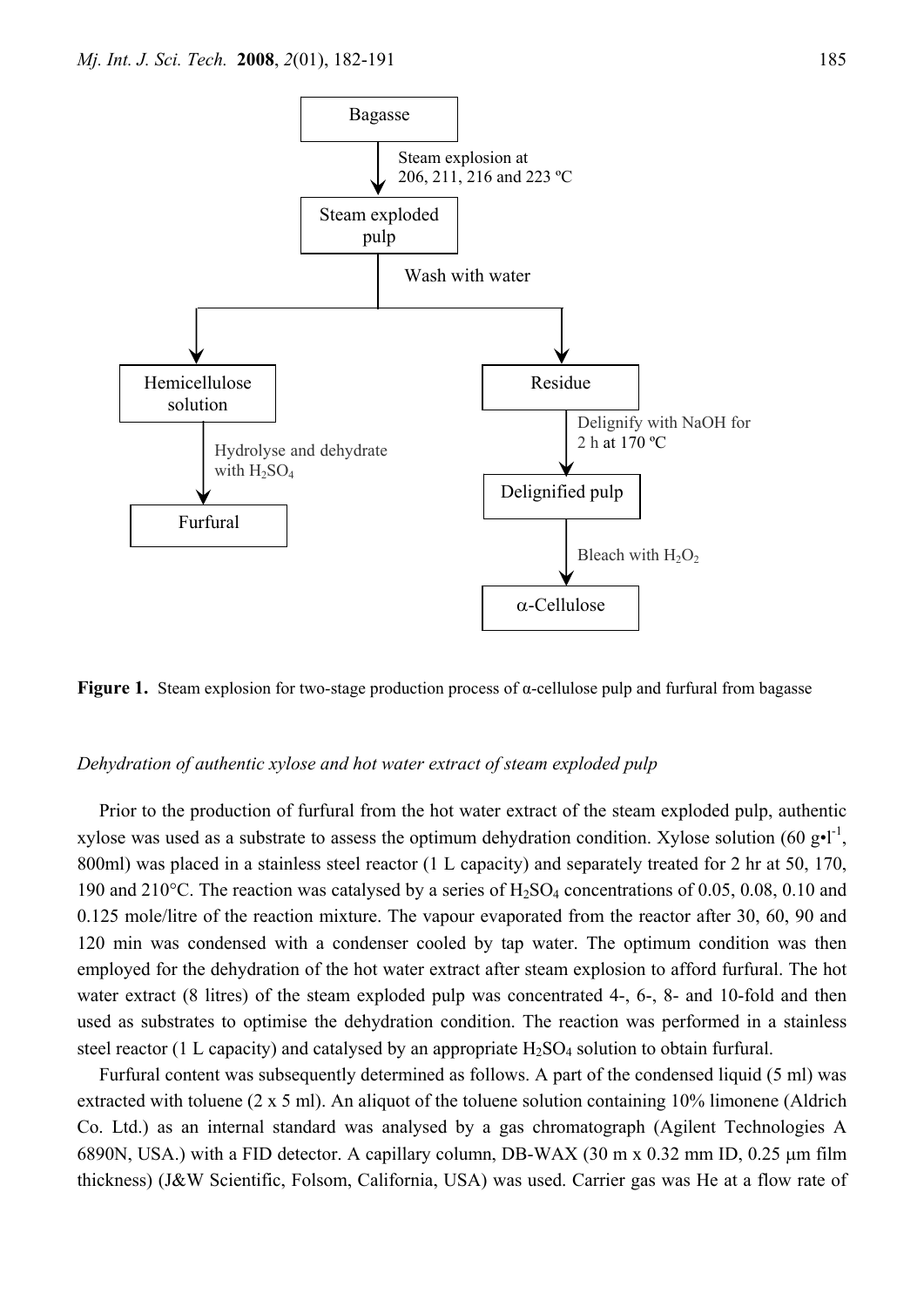Bagasse

Steam explosion at 206, 211, 216 and 223 ºC

Steam exploded pulp

Wash with water

Hemicellulose solution

Hydrolyse and dehydrate with $H_2SO_4$

Furfural

Residue

Delignify with NaOH for 2 h at 170 ºC

Delignified pulp

Bleach with $H_2O_2$

α-Cellulose

**Figure 1.** Steam explosion for two-stage production process of α-cellulose pulp and furfural from bagasse

*Dehydration of authentic xylose and hot water extract of steam exploded pulp*

Prior to the production of furfural from the hot water extract of the steam exploded pulp, authentic xylose was used as a substrate to assess the optimum dehydration condition. Xylose solution (60 $g•l^{-1}$, 800ml) was placed in a stainless steel reactor (1 L capacity) and separately treated for 2 hr at 50, 170, 190 and 210°C. The reaction was catalysed by a series of $H_2SO_4$ concentrations of 0.05, 0.08, 0.10 and 0.125 mole/litre of the reaction mixture. The vapour evaporated from the reactor after 30, 60, 90 and 120 min was condensed with a condenser cooled by tap water. The optimum condition was then employed for the dehydration of the hot water extract after steam explosion to afford furfural. The hot water extract (8 litres) of the steam exploded pulp was concentrated 4-, 6-, 8- and 10-fold and then used as substrates to optimise the dehydration condition. The reaction was performed in a stainless steel reactor (1 L capacity) and catalysed by an appropriate $H_2SO_4$ solution to obtain furfural.

Furfural content was subsequently determined as follows. A part of the condensed liquid (5 ml) was extracted with toluene (2 x 5 ml). An aliquot of the toluene solution containing 10% limonene (Aldrich Co. Ltd.) as an internal standard was analysed by a gas chromatograph (Agilent Technologies A 6890N, USA.) with a FID detector. A capillary column, DB-WAX (30 m x 0.32 mm ID, 0.25 μm film thickness) (J&W Scientific, Folsom, California, USA) was used. Carrier gas was He at a flow rate of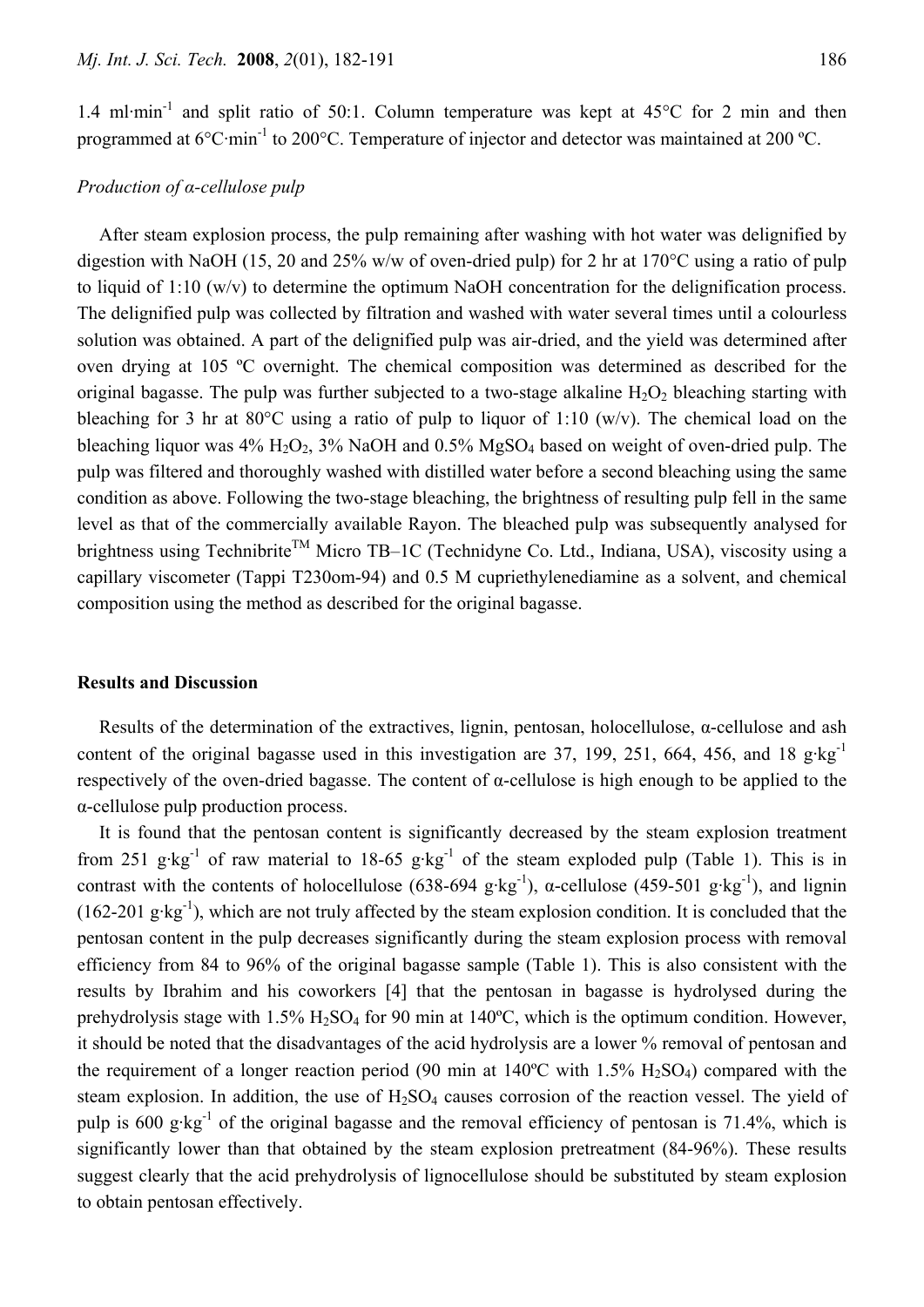1.4 ml·min$^{-1}$ and split ratio of 50:1. Column temperature was kept at 45°C for 2 min and then programmed at 6°C·min$^{-1}$ to 200°C. Temperature of injector and detector was maintained at 200 ºC.

*Production of α-cellulose pulp*

After steam explosion process, the pulp remaining after washing with hot water was delignified by digestion with NaOH (15, 20 and 25% w/w of oven-dried pulp) for 2 hr at 170°C using a ratio of pulp to liquid of 1:10 (w/v) to determine the optimum NaOH concentration for the delignification process. The delignified pulp was collected by filtration and washed with water several times until a colourless solution was obtained. A part of the delignified pulp was air-dried, and the yield was determined after oven drying at 105 ºC overnight. The chemical composition was determined as described for the original bagasse. The pulp was further subjected to a two-stage alkaline $H_2O_2$ bleaching starting with bleaching for 3 hr at 80°C using a ratio of pulp to liquor of 1:10 (w/v). The chemical load on the bleaching liquor was 4% $H_2O_2$, 3% NaOH and 0.5% $MgSO_4$ based on weight of oven-dried pulp. The pulp was filtered and thoroughly washed with distilled water before a second bleaching using the same condition as above. Following the two-stage bleaching, the brightness of resulting pulp fell in the same level as that of the commercially available Rayon. The bleached pulp was subsequently analysed for brightness using Technibrite$^{TM}$ Micro TB–1C (Technidyne Co. Ltd., Indiana, USA), viscosity using a capillary viscometer (Tappi T230om-94) and 0.5 M cupriethylenediamine as a solvent, and chemical composition using the method as described for the original bagasse.

## Results and Discussion

Results of the determination of the extractives, lignin, pentosan, holocellulose, α-cellulose and ash content of the original bagasse used in this investigation are 37, 199, 251, 664, 456, and 18 g·kg$^{-1}$ respectively of the oven-dried bagasse. The content of α-cellulose is high enough to be applied to the α-cellulose pulp production process.

It is found that the pentosan content is significantly decreased by the steam explosion treatment from 251 g·kg$^{-1}$ of raw material to 18-65 g·kg$^{-1}$ of the steam exploded pulp (Table 1). This is in contrast with the contents of holocellulose (638-694 g·kg$^{-1}$), α-cellulose (459-501 g·kg$^{-1}$), and lignin (162-201 g·kg$^{-1}$), which are not truly affected by the steam explosion condition. It is concluded that the pentosan content in the pulp decreases significantly during the steam explosion process with removal efficiency from 84 to 96% of the original bagasse sample (Table 1). This is also consistent with the results by Ibrahim and his coworkers [4] that the pentosan in bagasse is hydrolysed during the prehydrolysis stage with 1.5% $H_2SO_4$ for 90 min at 140ºC, which is the optimum condition. However, it should be noted that the disadvantages of the acid hydrolysis are a lower % removal of pentosan and the requirement of a longer reaction period (90 min at 140ºC with 1.5% $H_2SO_4$) compared with the steam explosion. In addition, the use of $H_2SO_4$ causes corrosion of the reaction vessel. The yield of pulp is 600 g·kg$^{-1}$ of the original bagasse and the removal efficiency of pentosan is 71.4%, which is significantly lower than that obtained by the steam explosion pretreatment (84-96%). These results suggest clearly that the acid prehydrolysis of lignocellulose should be substituted by steam explosion to obtain pentosan effectively.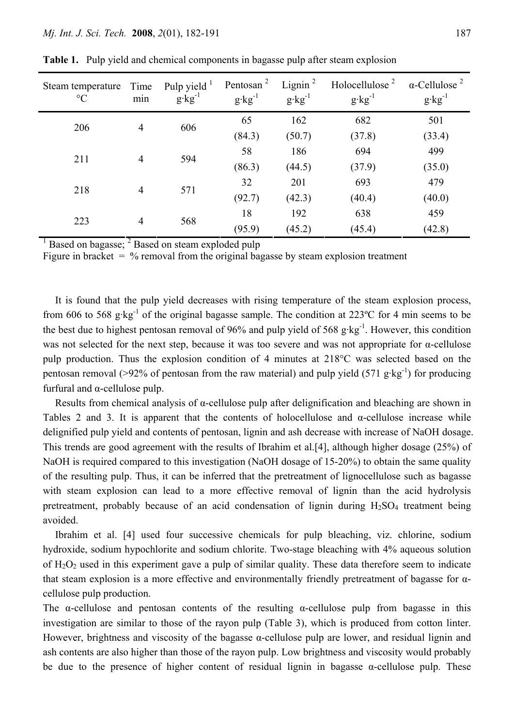**Table 1.** Pulp yield and chemical components in bagasse pulp after steam explosion

| Steam temperature °C | Time min | Pulp yield [1] $g \cdot kg^{-1}$ | Pentosan [2] $g \cdot kg^{-1}$ | Lignin [2] $g \cdot kg^{-1}$ | Holocellulose [2] $g \cdot kg^{-1}$ | α-Cellulose [2] $g \cdot kg^{-1}$ |
|---|---|---|---|---|---|---|
| 206 | 4 | 606 | 65 (84.3) | 162 (50.7) | 682 (37.8) | 501 (33.4) |
| 211 | 4 | 594 | 58 (86.3) | 186 (44.5) | 694 (37.9) | 499 (35.0) |
| 218 | 4 | 571 | 32 (92.7) | 201 (42.3) | 693 (40.4) | 479 (40.0) |
| 223 | 4 | 568 | 18 (95.9) | 192 (45.2) | 638 (45.4) | 459 (42.8) |

[1] Based on bagasse; [2] Based on steam exploded pulp

Figure in bracket = % removal from the original bagasse by steam explosion treatment

It is found that the pulp yield decreases with rising temperature of the steam explosion process, from 606 to 568 $g \cdot kg^{-1}$ of the original bagasse sample. The condition at 223ºC for 4 min seems to be the best due to highest pentosan removal of 96% and pulp yield of 568 $g \cdot kg^{-1}$. However, this condition was not selected for the next step, because it was too severe and was not appropriate for α-cellulose pulp production. Thus the explosion condition of 4 minutes at 218°C was selected based on the pentosan removal (>92% of pentosan from the raw material) and pulp yield (571 $g \cdot kg^{-1}$) for producing furfural and α-cellulose pulp.

Results from chemical analysis of α-cellulose pulp after delignification and bleaching are shown in Tables 2 and 3. It is apparent that the contents of holocellulose and α-cellulose increase while delignified pulp yield and contents of pentosan, lignin and ash decrease with increase of NaOH dosage. This trends are good agreement with the results of Ibrahim et al.[4], although higher dosage (25%) of NaOH is required compared to this investigation (NaOH dosage of 15-20%) to obtain the same quality of the resulting pulp. Thus, it can be inferred that the pretreatment of lignocellulose such as bagasse with steam explosion can lead to a more effective removal of lignin than the acid hydrolysis pretreatment, probably because of an acid condensation of lignin during $H_2SO_4$ treatment being avoided.

Ibrahim et al. [4] used four successive chemicals for pulp bleaching, viz. chlorine, sodium hydroxide, sodium hypochlorite and sodium chlorite. Two-stage bleaching with 4% aqueous solution of $H_2O_2$ used in this experiment gave a pulp of similar quality. These data therefore seem to indicate that steam explosion is a more effective and environmentally friendly pretreatment of bagasse for α-cellulose pulp production.

The α-cellulose and pentosan contents of the resulting α-cellulose pulp from bagasse in this investigation are similar to those of the rayon pulp (Table 3), which is produced from cotton linter. However, brightness and viscosity of the bagasse α-cellulose pulp are lower, and residual lignin and ash contents are also higher than those of the rayon pulp. Low brightness and viscosity would probably be due to the presence of higher content of residual lignin in bagasse α-cellulose pulp. These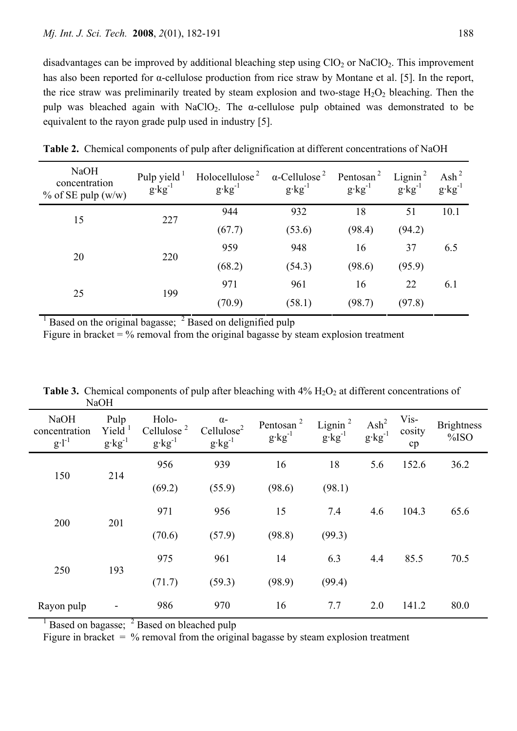disadvantages can be improved by additional bleaching step using $ClO_2$ or $NaClO_2$. This improvement has also been reported for α-cellulose production from rice straw by Montane et al. [5]. In the report, the rice straw was preliminarily treated by steam explosion and two-stage $H_2O_2$ bleaching. Then the pulp was bleached again with $NaClO_2$. The α-cellulose pulp obtained was demonstrated to be equivalent to the rayon grade pulp used in industry [5].

**Table 2.** Chemical components of pulp after delignification at different concentrations of NaOH

| NaOH concentration % of SE pulp (w/w) | Pulp yield [1] $g \cdot kg^{-1}$ | Holocellulose [2] $g \cdot kg^{-1}$ | α-Cellulose [2] $g \cdot kg^{-1}$ | Pentosan [2] $g \cdot kg^{-1}$ | Lignin [2] $g \cdot kg^{-1}$ | Ash [2] $g \cdot kg^{-1}$ |
|---|---|---|---|---|---|---|
| 15 | 227 | 944 (67.7) | 932 (53.6) | 18 (98.4) | 51 (94.2) | 10.1 |
| 20 | 220 | 959 (68.2) | 948 (54.3) | 16 (98.6) | 37 (95.9) | 6.5 |
| 25 | 199 | 971 (70.9) | 961 (58.1) | 16 (98.7) | 22 (97.8) | 6.1 |

[1] Based on the original bagasse; [2] Based on delignified pulp

Figure in bracket = % removal from the original bagasse by steam explosion treatment

**Table 3.** Chemical components of pulp after bleaching with 4% $H_2O_2$ at different concentrations of NaOH

| NaOH concentration $g \cdot l^{-1}$ | Pulp Yield [1] $g \cdot kg^{-1}$ | Holo-Cellulose [2] $g \cdot kg^{-1}$ | α-Cellulose [2] $g \cdot kg^{-1}$ | Pentosan [2] $g \cdot kg^{-1}$ | Lignin [2] $g \cdot kg^{-1}$ | Ash [2] $g \cdot kg^{-1}$ | Vis-cosity cp | Brightness %ISO |
|---|---|---|---|---|---|---|---|---|
| 150 | 214 | 956 (69.2) | 939 (55.9) | 16 (98.6) | 18 (98.1) | 5.6 | 152.6 | 36.2 |
| 200 | 201 | 971 (70.6) | 956 (57.9) | 15 (98.8) | 7.4 (99.3) | 4.6 | 104.3 | 65.6 |
| 250 | 193 | 975 (71.7) | 961 (59.3) | 14 (98.9) | 6.3 (99.4) | 4.4 | 85.5 | 70.5 |
| Rayon pulp | - | 986 | 970 | 16 | 7.7 | 2.0 | 141.2 | 80.0 |

[1] Based on bagasse; [2] Based on bleached pulp

Figure in bracket = % removal from the original bagasse by steam explosion treatment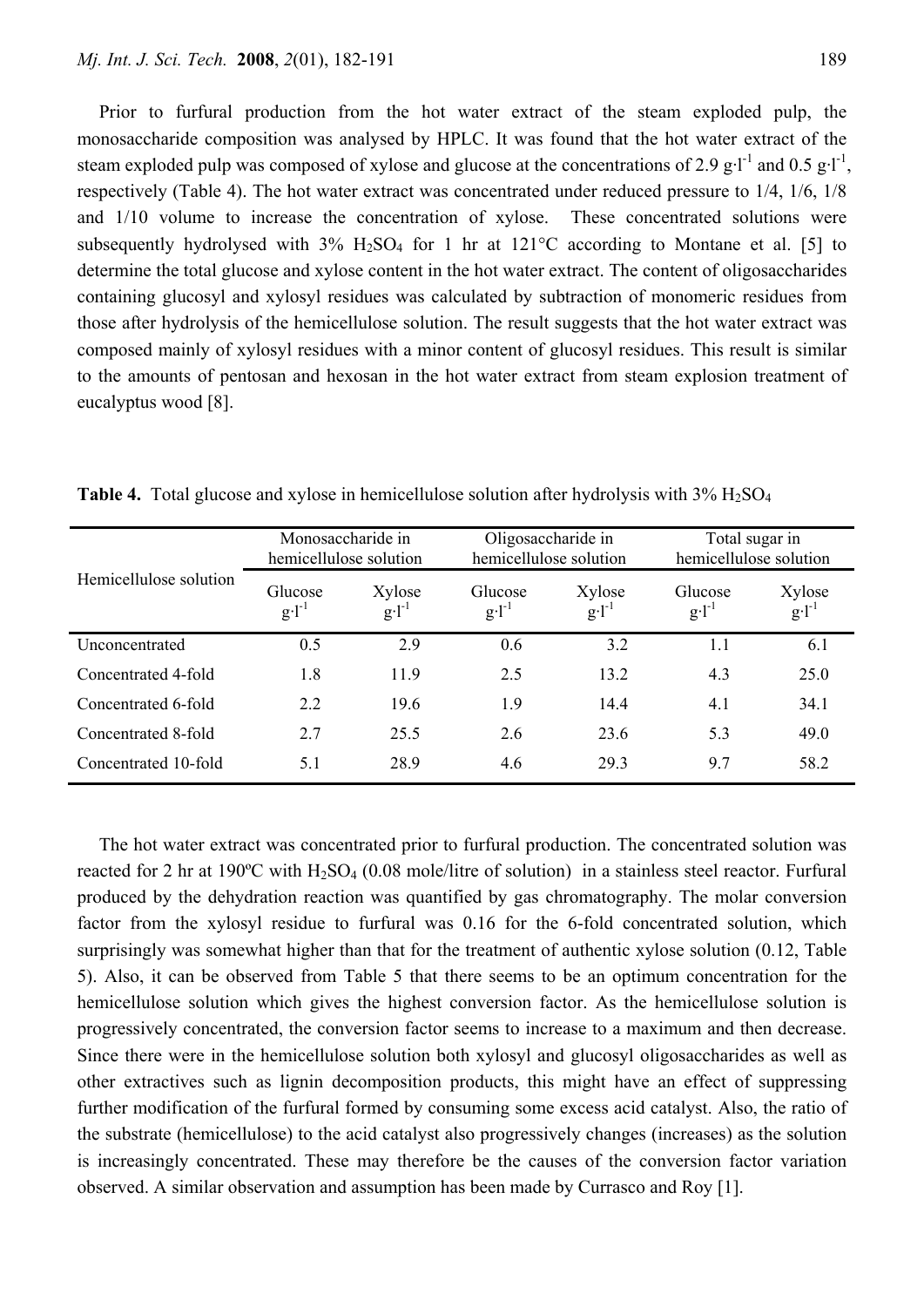Prior to furfural production from the hot water extract of the steam exploded pulp, the monosaccharide composition was analysed by HPLC. It was found that the hot water extract of the steam exploded pulp was composed of xylose and glucose at the concentrations of 2.9 $g \cdot l^{-1}$ and 0.5 $g \cdot l^{-1}$, respectively (Table 4). The hot water extract was concentrated under reduced pressure to 1/4, 1/6, 1/8 and 1/10 volume to increase the concentration of xylose. These concentrated solutions were subsequently hydrolysed with 3% $H_2SO_4$ for 1 hr at 121°C according to Montane et al. [5] to determine the total glucose and xylose content in the hot water extract. The content of oligosaccharides containing glucosyl and xylosyl residues was calculated by subtraction of monomeric residues from those after hydrolysis of the hemicellulose solution. The result suggests that the hot water extract was composed mainly of xylosyl residues with a minor content of glucosyl residues. This result is similar to the amounts of pentosan and hexosan in the hot water extract from steam explosion treatment of eucalyptus wood [8].

**Table 4.** Total glucose and xylose in hemicellulose solution after hydrolysis with 3% $H_2SO_4$

| Hemicellulose solution | Monosaccharide in hemicellulose solution | | Oligosaccharide in hemicellulose solution | | Total sugar in hemicellulose solution | |
|---|---|---|---|---|---|---|
| | Glucose $g \cdot l^{-1}$ | Xylose $g \cdot l^{-1}$ | Glucose $g \cdot l^{-1}$ | Xylose $g \cdot l^{-1}$ | Glucose $g \cdot l^{-1}$ | Xylose $g \cdot l^{-1}$ |
| Unconcentrated | 0.5 | 2.9 | 0.6 | 3.2 | 1.1 | 6.1 |
| Concentrated 4-fold | 1.8 | 11.9 | 2.5 | 13.2 | 4.3 | 25.0 |
| Concentrated 6-fold | 2.2 | 19.6 | 1.9 | 14.4 | 4.1 | 34.1 |
| Concentrated 8-fold | 2.7 | 25.5 | 2.6 | 23.6 | 5.3 | 49.0 |
| Concentrated 10-fold | 5.1 | 28.9 | 4.6 | 29.3 | 9.7 | 58.2 |

The hot water extract was concentrated prior to furfural production. The concentrated solution was reacted for 2 hr at 190ºC with $H_2SO_4$ (0.08 mole/litre of solution) in a stainless steel reactor. Furfural produced by the dehydration reaction was quantified by gas chromatography. The molar conversion factor from the xylosyl residue to furfural was 0.16 for the 6-fold concentrated solution, which surprisingly was somewhat higher than that for the treatment of authentic xylose solution (0.12, Table 5). Also, it can be observed from Table 5 that there seems to be an optimum concentration for the hemicellulose solution which gives the highest conversion factor. As the hemicellulose solution is progressively concentrated, the conversion factor seems to increase to a maximum and then decrease. Since there were in the hemicellulose solution both xylosyl and glucosyl oligosaccharides as well as other extractives such as lignin decomposition products, this might have an effect of suppressing further modification of the furfural formed by consuming some excess acid catalyst. Also, the ratio of the substrate (hemicellulose) to the acid catalyst also progressively changes (increases) as the solution is increasingly concentrated. These may therefore be the causes of the conversion factor variation observed. A similar observation and assumption has been made by Currasco and Roy [1].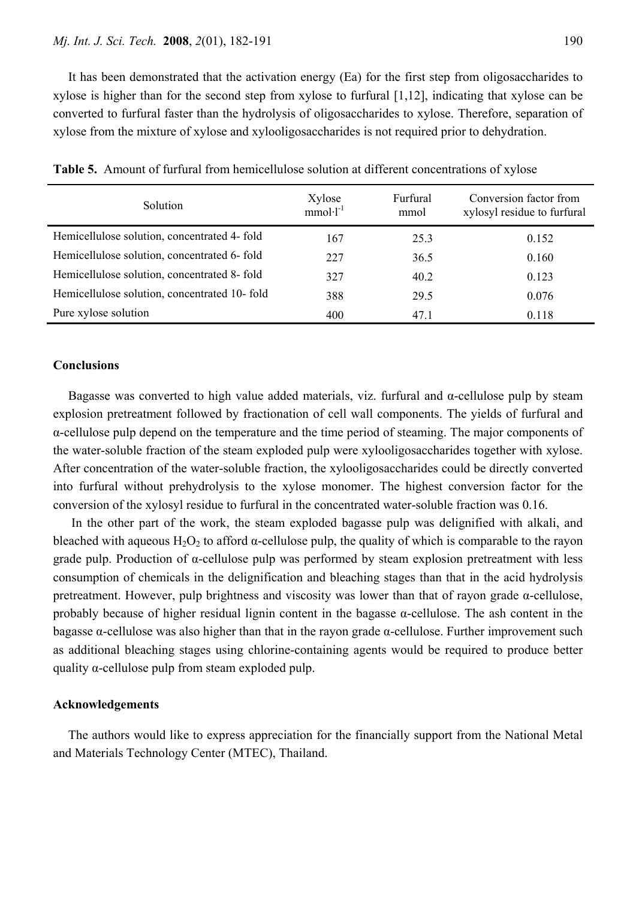It has been demonstrated that the activation energy (Ea) for the first step from oligosaccharides to xylose is higher than for the second step from xylose to furfural [1,12], indicating that xylose can be converted to furfural faster than the hydrolysis of oligosaccharides to xylose. Therefore, separation of xylose from the mixture of xylose and xylooligosaccharides is not required prior to dehydration.

**Table 5.** Amount of furfural from hemicellulose solution at different concentrations of xylose

| Solution | Xylose $mmol \cdot l^{-1}$ | Furfural mmol | Conversion factor from xylosyl residue to furfural |
|---|---|---|---|
| Hemicellulose solution, concentrated 4- fold | 167 | 25.3 | 0.152 |
| Hemicellulose solution, concentrated 6- fold | 227 | 36.5 | 0.160 |
| Hemicellulose solution, concentrated 8- fold | 327 | 40.2 | 0.123 |
| Hemicellulose solution, concentrated 10- fold | 388 | 29.5 | 0.076 |
| Pure xylose solution | 400 | 47.1 | 0.118 |

## Conclusions

Bagasse was converted to high value added materials, viz. furfural and α-cellulose pulp by steam explosion pretreatment followed by fractionation of cell wall components. The yields of furfural and α-cellulose pulp depend on the temperature and the time period of steaming. The major components of the water-soluble fraction of the steam exploded pulp were xylooligosaccharides together with xylose. After concentration of the water-soluble fraction, the xylooligosaccharides could be directly converted into furfural without prehydrolysis to the xylose monomer. The highest conversion factor for the conversion of the xylosyl residue to furfural in the concentrated water-soluble fraction was 0.16.

In the other part of the work, the steam exploded bagasse pulp was delignified with alkali, and bleached with aqueous $H_2O_2$ to afford α-cellulose pulp, the quality of which is comparable to the rayon grade pulp. Production of α-cellulose pulp was performed by steam explosion pretreatment with less consumption of chemicals in the delignification and bleaching stages than that in the acid hydrolysis pretreatment. However, pulp brightness and viscosity was lower than that of rayon grade α-cellulose, probably because of higher residual lignin content in the bagasse α-cellulose. The ash content in the bagasse α-cellulose was also higher than that in the rayon grade α-cellulose. Further improvement such as additional bleaching stages using chlorine-containing agents would be required to produce better quality α-cellulose pulp from steam exploded pulp.

## Acknowledgements

The authors would like to express appreciation for the financially support from the National Metal and Materials Technology Center (MTEC), Thailand.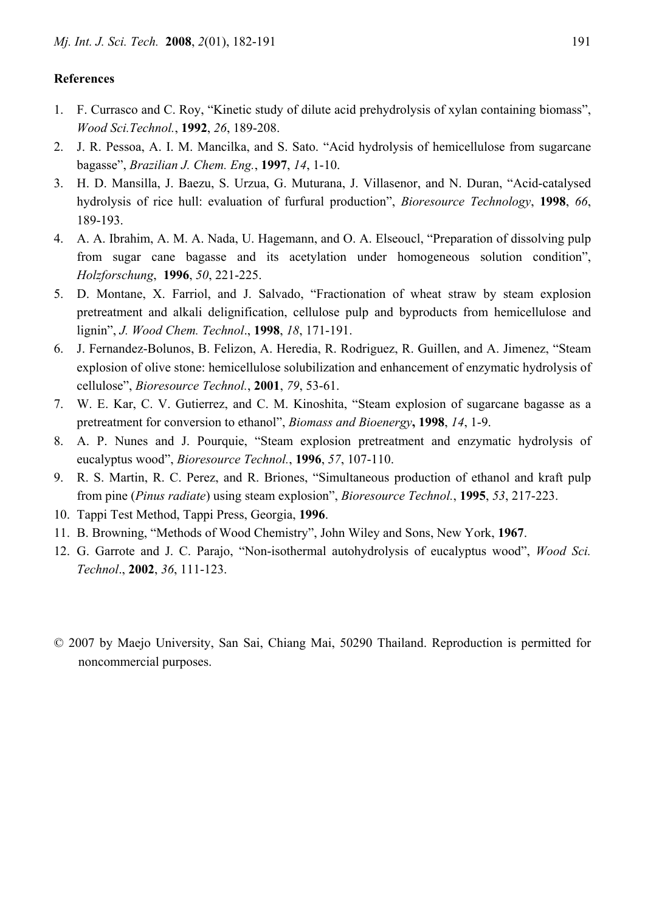**References**

1. F. Currasco and C. Roy, "Kinetic study of dilute acid prehydrolysis of xylan containing biomass", *Wood Sci.Technol.*, **1992**, *26*, 189-208.
2. J. R. Pessoa, A. I. M. Mancilka, and S. Sato. "Acid hydrolysis of hemicellulose from sugarcane bagasse", *Brazilian J. Chem. Eng.*, **1997**, *14*, 1-10.
3. H. D. Mansilla, J. Baezu, S. Urzua, G. Muturana, J. Villasenor, and N. Duran, "Acid-catalysed hydrolysis of rice hull: evaluation of furfural production", *Bioresource Technology*, **1998**, *66*, 189-193.
4. A. A. Ibrahim, A. M. A. Nada, U. Hagemann, and O. A. Elseoucl, "Preparation of dissolving pulp from sugar cane bagasse and its acetylation under homogeneous solution condition", *Holzforschung*, **1996**, *50*, 221-225.
5. D. Montane, X. Farriol, and J. Salvado, "Fractionation of wheat straw by steam explosion pretreatment and alkali delignification, cellulose pulp and byproducts from hemicellulose and lignin", *J. Wood Chem. Technol*., **1998**, *18*, 171-191.
6. J. Fernandez-Bolunos, B. Felizon, A. Heredia, R. Rodriguez, R. Guillen, and A. Jimenez, "Steam explosion of olive stone: hemicellulose solubilization and enhancement of enzymatic hydrolysis of cellulose", *Bioresource Technol.*, **2001**, *79*, 53-61.
7. W. E. Kar, C. V. Gutierrez, and C. M. Kinoshita, "Steam explosion of sugarcane bagasse as a pretreatment for conversion to ethanol", *Biomass and Bioenergy*, **1998**, *14*, 1-9.
8. A. P. Nunes and J. Pourquie, "Steam explosion pretreatment and enzymatic hydrolysis of eucalyptus wood", *Bioresource Technol.*, **1996**, *57*, 107-110.
9. R. S. Martin, R. C. Perez, and R. Briones, "Simultaneous production of ethanol and kraft pulp from pine (*Pinus radiate*) using steam explosion", *Bioresource Technol.*, **1995**, *53*, 217-223.
10. Tappi Test Method, Tappi Press, Georgia, **1996**.
11. B. Browning, "Methods of Wood Chemistry", John Wiley and Sons, New York, **1967**.
12. G. Garrote and J. C. Parajo, "Non-isothermal autohydrolysis of eucalyptus wood", *Wood Sci. Technol*., **2002**, *36*, 111-123.

© 2007 by Maejo University, San Sai, Chiang Mai, 50290 Thailand. Reproduction is permitted for noncommercial purposes.